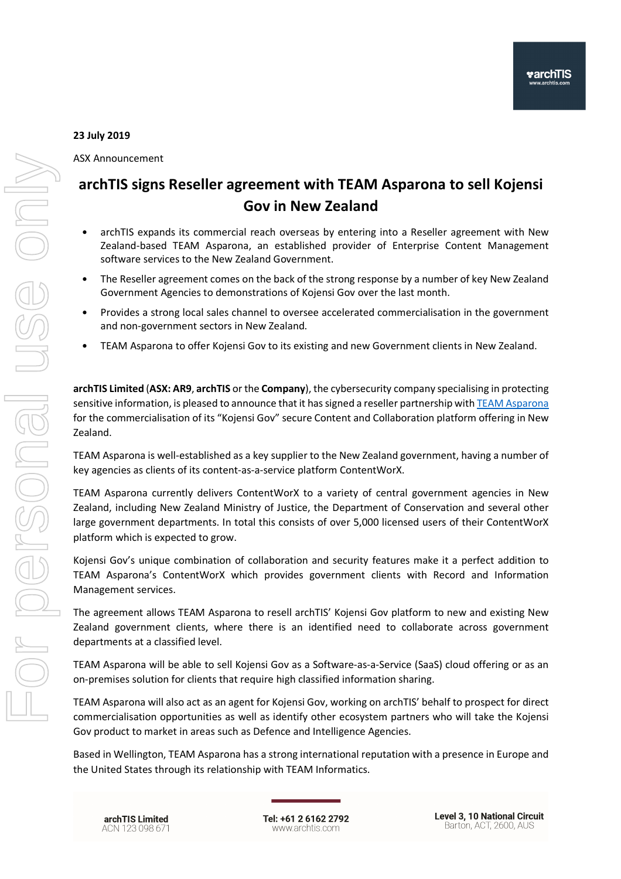**23 July 2019**

ASX Announcement

# archTIS signs Reseller agreement with TEAM Asparona to sell Kojensi Gov in New Zealand

- archTIS expands its commercial reach overseas by entering into a Reseller agreement with New Zealand-based TEAM Asparona, an established provider of Enterprise Content Management software services to the New Zealand Government.
- The Reseller agreement comes on the back of the strong response by a number of key New Zealand Government Agencies to demonstrations of Kojensi Gov over the last month.
- Provides a strong local sales channel to oversee accelerated commercialisation in the government and non-government sectors in New Zealand.
- TEAM Asparona to offer Kojensi Gov to its existing and new Government clients in New Zealand.

**archTIS Limited** (**ASX: AR9**, **archTIS** or the **Company**), the cybersecurity company specialising in protecting sensitive information, is pleased to announce that it has signed a reseller partnership with TEAM Asparona for the commercialisation of its "Kojensi Gov" secure Content and Collaboration platform offering in New Zealand.

TEAM Asparona is well-established as a key supplier to the New Zealand government, having a number of key agencies as clients of its content-as-a-service platform ContentWorX.

TEAM Asparona currently delivers ContentWorX to a variety of central government agencies in New Zealand, including New Zealand Ministry of Justice, the Department of Conservation and several other large government departments. In total this consists of over 5,000 licensed users of their ContentWorX platform which is expected to grow.

Kojensi Gov's unique combination of collaboration and security features make it a perfect addition to TEAM Asparona's ContentWorX which provides government clients with Record and Information Management services.

The agreement allows TEAM Asparona to resell archTIS' Kojensi Gov platform to new and existing New Zealand government clients, where there is an identified need to collaborate across government departments at a classified level.

TEAM Asparona will be able to sell Kojensi Gov as a Software-as-a-Service (SaaS) cloud offering or as an on-premises solution for clients that require high classified information sharing.

TEAM Asparona will also act as an agent for Kojensi Gov, working on archTIS' behalf to prospect for direct commercialisation opportunities as well as identify other ecosystem partners who will take the Kojensi Gov product to market in areas such as Defence and Intelligence Agencies.

Based in Wellington, TEAM Asparona has a strong international reputation with a presence in Europe and the United States through its relationship with TEAM Informatics.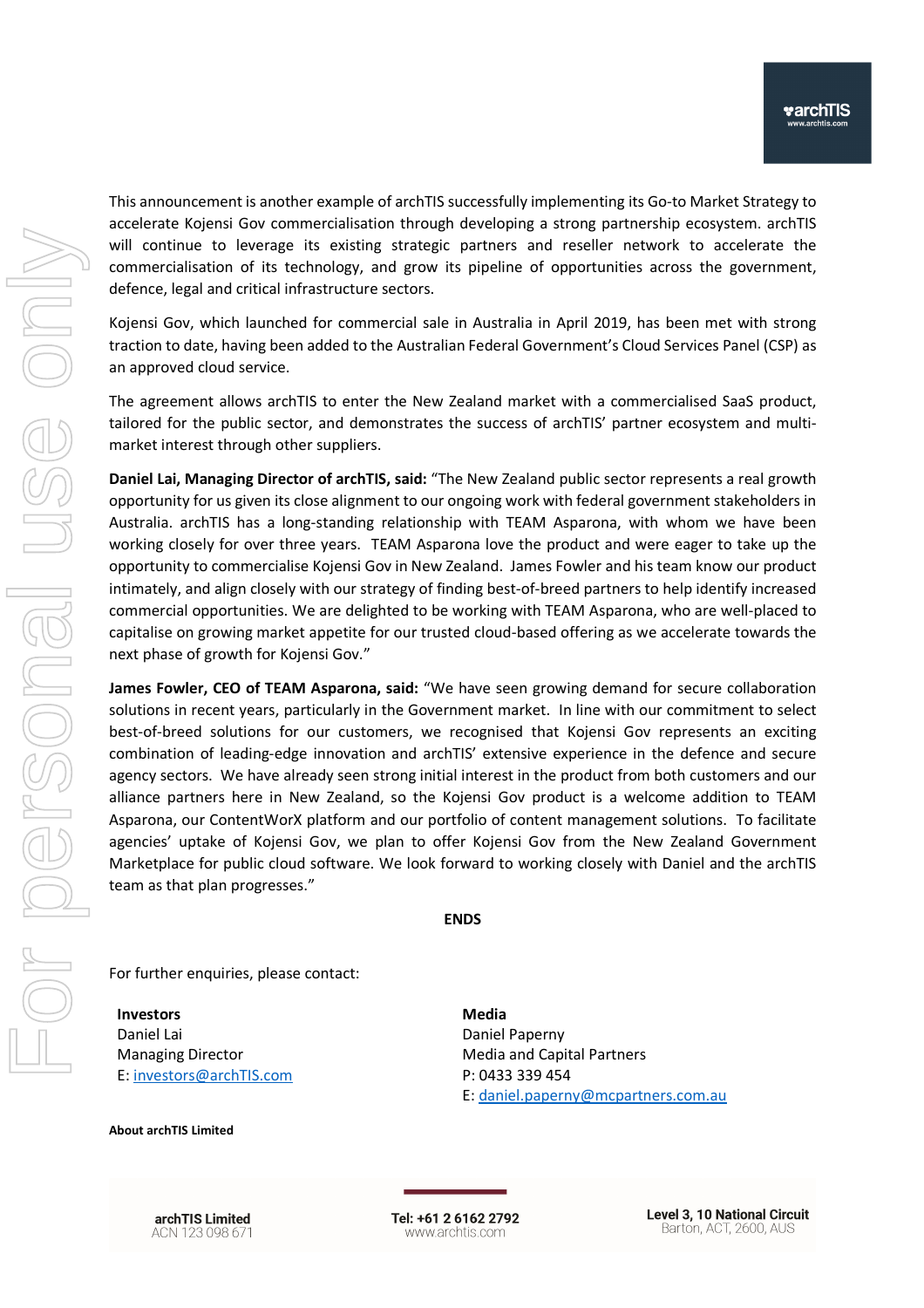This announcement is another example of archTIS successfully implementing its Go-to Market Strategy to accelerate Kojensi Gov commercialisation through developing a strong partnership ecosystem. archTIS will continue to leverage its existing strategic partners and reseller network to accelerate the commercialisation of its technology, and grow its pipeline of opportunities across the government, defence, legal and critical infrastructure sectors.

Kojensi Gov, which launched for commercial sale in Australia in April 2019, has been met with strong traction to date, having been added to the Australian Federal Government's Cloud Services Panel (CSP) as an approved cloud service.

The agreement allows archTIS to enter the New Zealand market with a commercialised SaaS product, tailored for the public sector, and demonstrates the success of archTIS' partner ecosystem and multi-market interest through other suppliers.

**Daniel Lai, Managing Director of archTIS, said:** "The New Zealand public sector represents a real growth opportunity for us given its close alignment to our ongoing work with federal government stakeholders in Australia. archTIS has a long-standing relationship with TEAM Asparona, with whom we have been working closely for over three years. TEAM Asparona love the product and were eager to take up the opportunity to commercialise Kojensi Gov in New Zealand. James Fowler and his team know our product intimately, and align closely with our strategy of finding best-of-breed partners to help identify increased commercial opportunities. We are delighted to be working with TEAM Asparona, who are well-placed to capitalise on growing market appetite for our trusted cloud-based offering as we accelerate towards the next phase of growth for Kojensi Gov."

**James Fowler, CEO of TEAM Asparona, said:** "We have seen growing demand for secure collaboration solutions in recent years, particularly in the Government market. In line with our commitment to select best-of-breed solutions for our customers, we recognised that Kojensi Gov represents an exciting combination of leading-edge innovation and archTIS' extensive experience in the defence and secure agency sectors. We have already seen strong initial interest in the product from both customers and our alliance partners here in New Zealand, so the Kojensi Gov product is a welcome addition to TEAM Asparona, our ContentWorX platform and our portfolio of content management solutions. To facilitate agencies' uptake of Kojensi Gov, we plan to offer Kojensi Gov from the New Zealand Government Marketplace for public cloud software. We look forward to working closely with Daniel and the archTIS team as that plan progresses."

**ENDS**

For further enquiries, please contact:

**Investors**
Daniel Lai
Managing Director
E: investors@archTIS.com

**Media**
Daniel Paperny
Media and Capital Partners
P: 0433 339 454
E: daniel.paperny@mcpartners.com.au

**About archTIS Limited**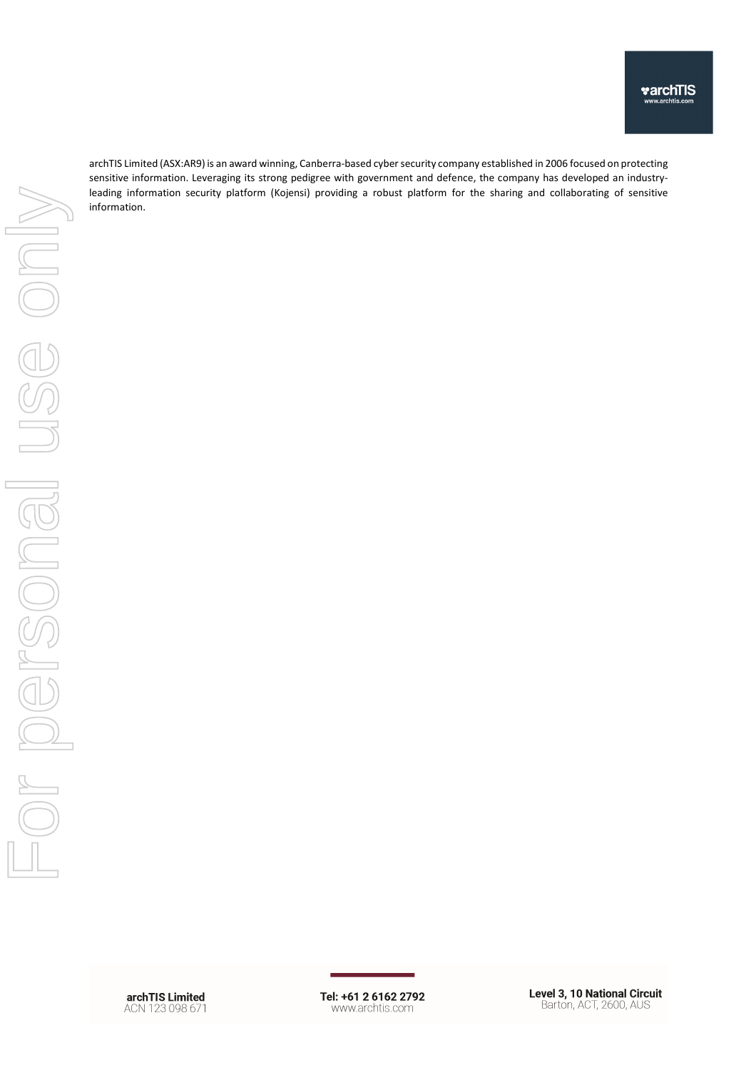archTIS Limited (ASX:AR9) is an award winning, Canberra-based cyber security company established in 2006 focused on protecting sensitive information. Leveraging its strong pedigree with government and defence, the company has developed an industry-leading information security platform (Kojensi) providing a robust platform for the sharing and collaborating of sensitive information.

**archTIS Limited**
ACN 123 098 671

**Tel: +61 2 6162 2792**
www.archtis.com

**Level 3, 10 National Circuit**
Barton, ACT, 2600, AUS